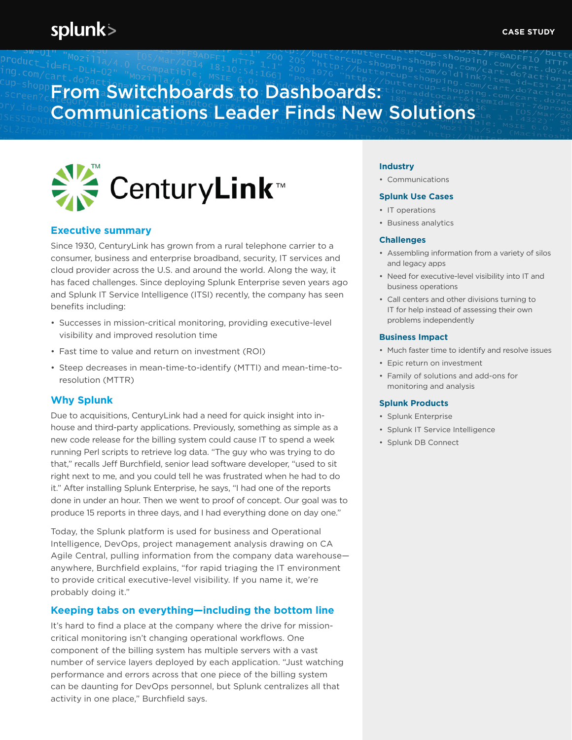CASE STUDY

# From Switchboards to Dashboards: Communications Leader Finds New Solutions

CenturyLink™

## Executive summary

Since 1930, CenturyLink has grown from a rural telephone carrier to a consumer, business and enterprise broadband, security, IT services and cloud provider across the U.S. and around the world. Along the way, it has faced challenges. Since deploying Splunk Enterprise seven years ago and Splunk IT Service Intelligence (ITSI) recently, the company has seen benefits including:

- Successes in mission-critical monitoring, providing executive-level visibility and improved resolution time
- Fast time to value and return on investment (ROI)
- Steep decreases in mean-time-to-identify (MTTI) and mean-time-to-resolution (MTTR)

## Why Splunk

Due to acquisitions, CenturyLink had a need for quick insight into in-house and third-party applications. Previously, something as simple as a new code release for the billing system could cause IT to spend a week running Perl scripts to retrieve log data. "The guy who was trying to do that," recalls Jeff Burchfield, senior lead software developer, "used to sit right next to me, and you could tell he was frustrated when he had to do it." After installing Splunk Enterprise, he says, "I had one of the reports done in under an hour. Then we went to proof of concept. Our goal was to produce 15 reports in three days, and I had everything done on day one."

Today, the Splunk platform is used for business and Operational Intelligence, DevOps, project management analysis drawing on CA Agile Central, pulling information from the company data warehouse—anywhere, Burchfield explains, "for rapid triaging the IT environment to provide critical executive-level visibility. If you name it, we're probably doing it."

## Keeping tabs on everything—including the bottom line

It's hard to find a place at the company where the drive for mission-critical monitoring isn't changing operational workflows. One component of the billing system has multiple servers with a vast number of service layers deployed by each application. "Just watching performance and errors across that one piece of the billing system can be daunting for DevOps personnel, but Splunk centralizes all that activity in one place," Burchfield says.

### Industry

- Communications

### Splunk Use Cases

- IT operations
- Business analytics

### Challenges

- Assembling information from a variety of silos and legacy apps
- Need for executive-level visibility into IT and business operations
- Call centers and other divisions turning to IT for help instead of assessing their own problems independently

### Business Impact

- Much faster time to identify and resolve issues
- Epic return on investment
- Family of solutions and add-ons for monitoring and analysis

### Splunk Products

- Splunk Enterprise
- Splunk IT Service Intelligence
- Splunk DB Connect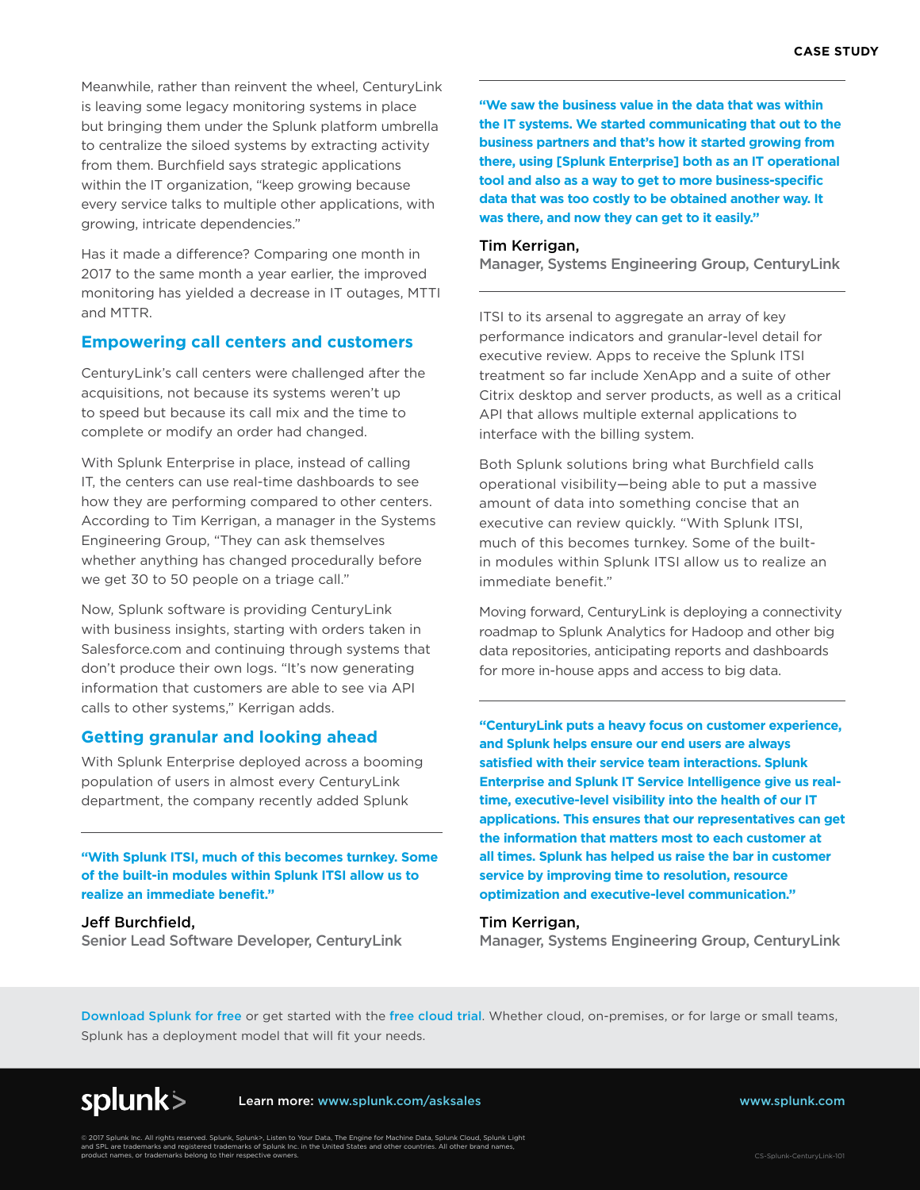Meanwhile, rather than reinvent the wheel, CenturyLink is leaving some legacy monitoring systems in place but bringing them under the Splunk platform umbrella to centralize the siloed systems by extracting activity from them. Burchfield says strategic applications within the IT organization, "keep growing because every service talks to multiple other applications, with growing, intricate dependencies."

Has it made a difference? Comparing one month in 2017 to the same month a year earlier, the improved monitoring has yielded a decrease in IT outages, MTTI and MTTR.

## Empowering call centers and customers

CenturyLink's call centers were challenged after the acquisitions, not because its systems weren't up to speed but because its call mix and the time to complete or modify an order had changed.

With Splunk Enterprise in place, instead of calling IT, the centers can use real-time dashboards to see how they are performing compared to other centers. According to Tim Kerrigan, a manager in the Systems Engineering Group, "They can ask themselves whether anything has changed procedurally before we get 30 to 50 people on a triage call."

Now, Splunk software is providing CenturyLink with business insights, starting with orders taken in Salesforce.com and continuing through systems that don't produce their own logs. "It's now generating information that customers are able to see via API calls to other systems," Kerrigan adds.

## Getting granular and looking ahead

With Splunk Enterprise deployed across a booming population of users in almost every CenturyLink department, the company recently added Splunk ITSI to its arsenal to aggregate an array of key performance indicators and granular-level detail for executive review. Apps to receive the Splunk ITSI treatment so far include XenApp and a suite of other Citrix desktop and server products, as well as a critical API that allows multiple external applications to interface with the billing system.

Both Splunk solutions bring what Burchfield calls operational visibility—being able to put a massive amount of data into something concise that an executive can review quickly. "With Splunk ITSI, much of this becomes turnkey. Some of the built-in modules within Splunk ITSI allow us to realize an immediate benefit."

Moving forward, CenturyLink is deploying a connectivity roadmap to Splunk Analytics for Hadoop and other big data repositories, anticipating reports and dashboards for more in-house apps and access to big data.

**"With Splunk ITSI, much of this becomes turnkey. Some of the built-in modules within Splunk ITSI allow us to realize an immediate benefit."**

Jeff Burchfield,
Senior Lead Software Developer, CenturyLink

**"We saw the business value in the data that was within the IT systems. We started communicating that out to the business partners and that's how it started growing from there, using [Splunk Enterprise] both as an IT operational tool and also as a way to get to more business-specific data that was too costly to be obtained another way. It was there, and now they can get to it easily."**

Tim Kerrigan,
Manager, Systems Engineering Group, CenturyLink

**"CenturyLink puts a heavy focus on customer experience, and Splunk helps ensure our end users are always satisfied with their service team interactions. Splunk Enterprise and Splunk IT Service Intelligence give us real-time, executive-level visibility into the health of our IT applications. This ensures that our representatives can get the information that matters most to each customer at all times. Splunk has helped us raise the bar in customer service by improving time to resolution, resource optimization and executive-level communication."**

Tim Kerrigan,
Manager, Systems Engineering Group, CenturyLink

Download Splunk for free or get started with the free cloud trial. Whether cloud, on-premises, or for large or small teams, Splunk has a deployment model that will fit your needs.

splunk>

Learn more: www.splunk.com/asksales

www.splunk.com

© 2017 Splunk Inc. All rights reserved. Splunk, Splunk>, Listen to Your Data, The Engine for Machine Data, Splunk Cloud, Splunk Light and SPL are trademarks and registered trademarks of Splunk Inc. in the United States and other countries. All other brand names, product names, or trademarks belong to their respective owners.

CS-Splunk-CenturyLink-101